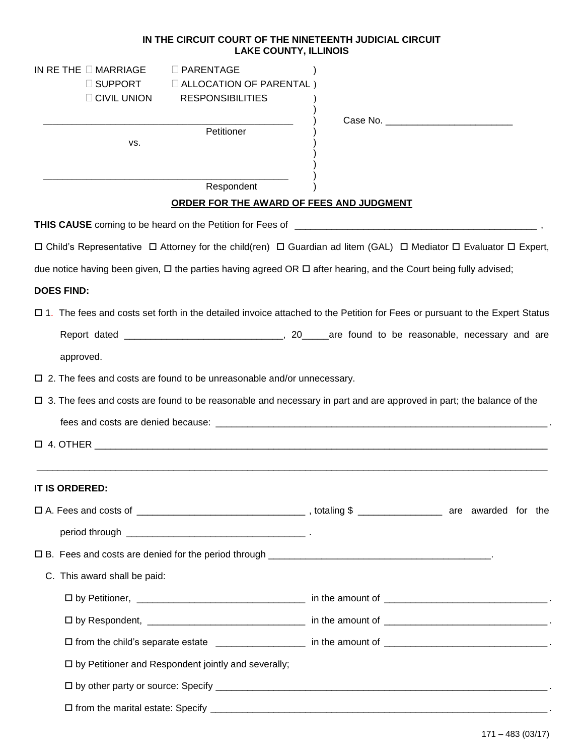**IN THE CIRCUIT COURT OF THE NINETEENTH JUDICIAL CIRCUIT**
**LAKE COUNTY, ILLINOIS**

IN RE THE ☐ MARRIAGE ☐ PARENTAGE
☐ SUPPORT ☐ ALLOCATION OF PARENTAL
☐ CIVIL UNION RESPONSIBILITIES

_______________________________________________
Petitioner

vs.

_______________________________________________
Respondent

Case No. ________________________

**ORDER FOR THE AWARD OF FEES AND JUDGMENT**

**THIS CAUSE** coming to be heard on the Petition for Fees of _______________________________________________ ,

☐ Child's Representative ☐ Attorney for the child(ren) ☐ Guardian ad litem (GAL) ☐ Mediator ☐ Evaluator ☐ Expert,

due notice having been given, ☐ the parties having agreed OR ☐ after hearing, and the Court being fully advised;

**DOES FIND:**

☐ 1. The fees and costs set forth in the detailed invoice attached to the Petition for Fees or pursuant to the Expert Status Report dated ______________________________, 20_____are found to be reasonable, necessary and are approved.

☐ 2. The fees and costs are found to be unreasonable and/or unnecessary.

☐ 3. The fees and costs are found to be reasonable and necessary in part and are approved in part; the balance of the fees and costs are denied because: _________________________________________________________________ .

☐ 4. OTHER _____________________________________________________________________________________

_____________________________________________________________________________________________

**IT IS ORDERED:**

☐ A. Fees and costs of ________________________________ , totaling $ ________________ are awarded for the period through __________________________________ .

☐ B. Fees and costs are denied for the period through __________________________________________.

C. This award shall be paid:

☐ by Petitioner, ________________________________ in the amount of _______________________________ .

☐ by Respondent, ______________________________ in the amount of _______________________________ .

☐ from the child's separate estate _________________ in the amount of _______________________________ .

☐ by Petitioner and Respondent jointly and severally;

☐ by other party or source: Specify _________________________________________________________________ .

☐ from the marital estate: Specify __________________________________________________________________ .

171 – 483 (03/17)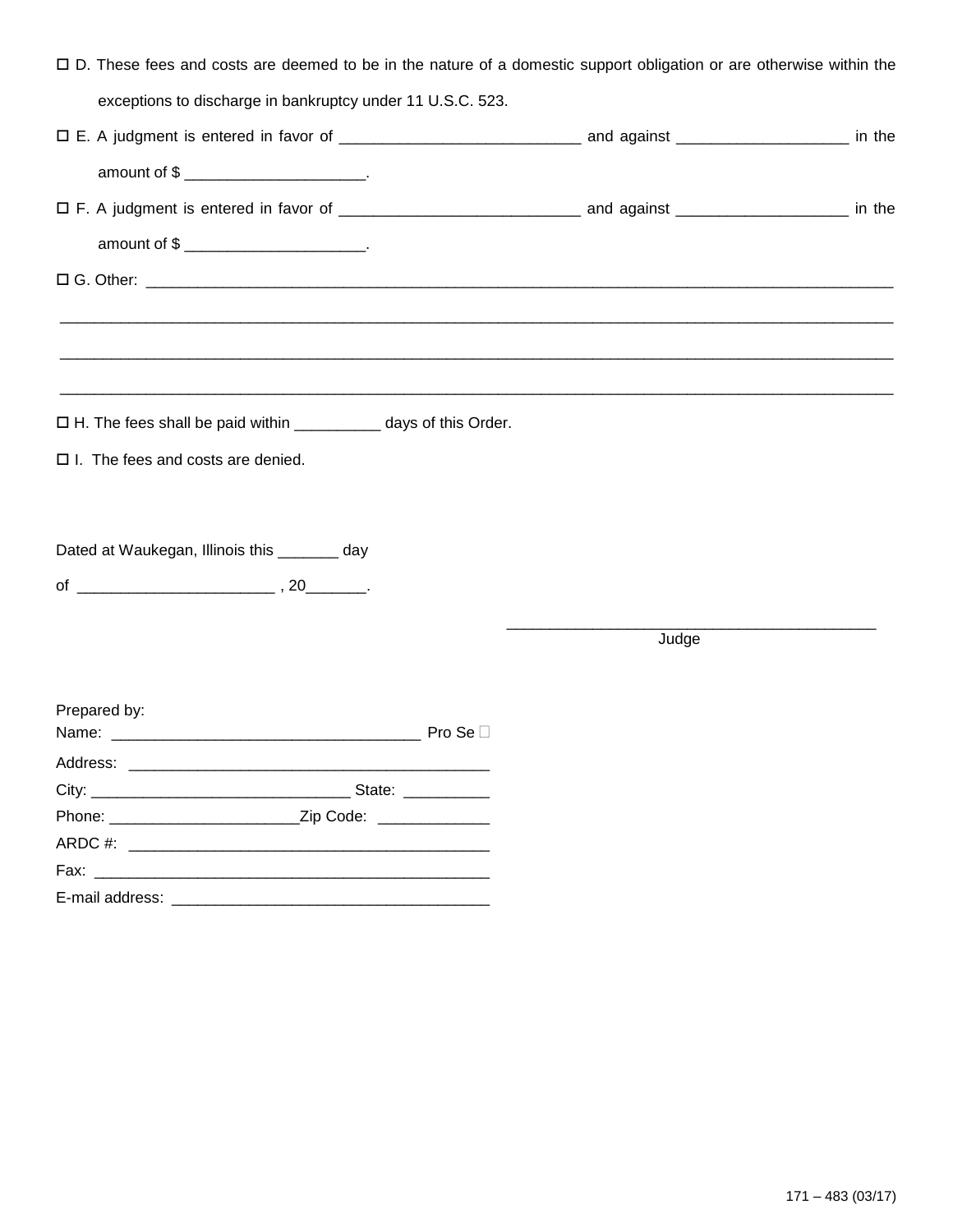☐ D. These fees and costs are deemed to be in the nature of a domestic support obligation or are otherwise within the exceptions to discharge in bankruptcy under 11 U.S.C. 523.

☐ E. A judgment is entered in favor of ___________________________ and against ___________________ in the amount of $ ____________________.

☐ F. A judgment is entered in favor of ___________________________ and against ___________________ in the amount of $ ____________________.

☐ G. Other: ___________________________________________________________________________________

___________________________________________________________________________________________

___________________________________________________________________________________________

___________________________________________________________________________________________

☐ H. The fees shall be paid within __________ days of this Order.

☐ I. The fees and costs are denied.

Dated at Waukegan, Illinois this _______ day

of ______________________ , 20_______.

__________________________________________
Judge

Prepared by:
Name: ___________________________________ Pro Se ☐
Address: ________________________________________
City: ______________________________ State: __________
Phone: ______________________Zip Code: ____________
ARDC #: ________________________________________
Fax: ____________________________________________
E-mail address: ___________________________________

171 – 483 (03/17)